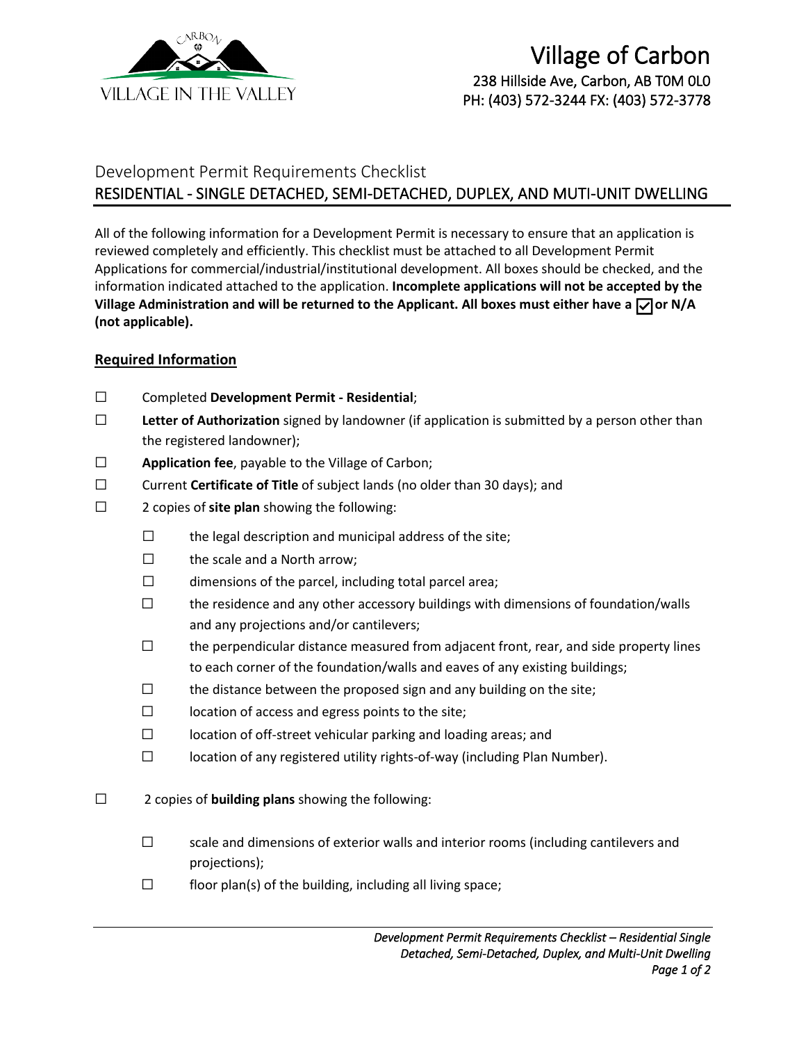# Village of Carbon

238 Hillside Ave, Carbon, AB T0M 0L0
PH: (403) 572-3244 FX: (403) 572-3778

## Development Permit Requirements Checklist

## RESIDENTIAL - SINGLE DETACHED, SEMI-DETACHED, DUPLEX, AND MUTI-UNIT DWELLING

All of the following information for a Development Permit is necessary to ensure that an application is reviewed completely and efficiently. This checklist must be attached to all Development Permit Applications for commercial/industrial/institutional development. All boxes should be checked, and the information indicated attached to the application. **Incomplete applications will not be accepted by the Village Administration and will be returned to the Applicant. All boxes must either have a ☑ or N/A (not applicable).**

### Required Information

- ☐ Completed **Development Permit - Residential**;
- ☐ **Letter of Authorization** signed by landowner (if application is submitted by a person other than the registered landowner);
- ☐ **Application fee**, payable to the Village of Carbon;
- ☐ Current **Certificate of Title** of subject lands (no older than 30 days); and
- ☐ 2 copies of **site plan** showing the following:
  - ☐ the legal description and municipal address of the site;
  - ☐ the scale and a North arrow;
  - ☐ dimensions of the parcel, including total parcel area;
  - ☐ the residence and any other accessory buildings with dimensions of foundation/walls and any projections and/or cantilevers;
  - ☐ the perpendicular distance measured from adjacent front, rear, and side property lines to each corner of the foundation/walls and eaves of any existing buildings;
  - ☐ the distance between the proposed sign and any building on the site;
  - ☐ location of access and egress points to the site;
  - ☐ location of off-street vehicular parking and loading areas; and
  - ☐ location of any registered utility rights-of-way (including Plan Number).
- ☐ 2 copies of **building plans** showing the following:
  - ☐ scale and dimensions of exterior walls and interior rooms (including cantilevers and projections);
  - ☐ floor plan(s) of the building, including all living space;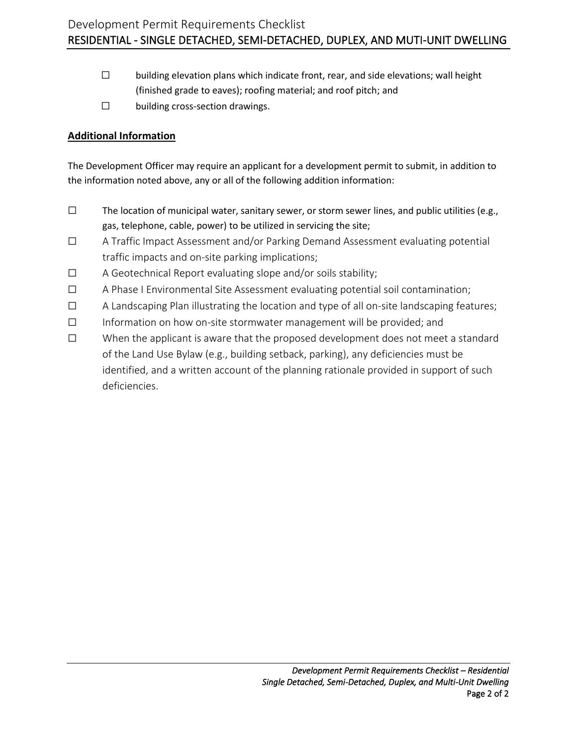- ☐ building elevation plans which indicate front, rear, and side elevations; wall height (finished grade to eaves); roofing material; and roof pitch; and
- ☐ building cross-section drawings.

**Additional Information**

The Development Officer may require an applicant for a development permit to submit, in addition to the information noted above, any or all of the following addition information:

- ☐ The location of municipal water, sanitary sewer, or storm sewer lines, and public utilities (e.g., gas, telephone, cable, power) to be utilized in servicing the site;
- ☐ A Traffic Impact Assessment and/or Parking Demand Assessment evaluating potential traffic impacts and on-site parking implications;
- ☐ A Geotechnical Report evaluating slope and/or soils stability;
- ☐ A Phase I Environmental Site Assessment evaluating potential soil contamination;
- ☐ A Landscaping Plan illustrating the location and type of all on-site landscaping features;
- ☐ Information on how on-site stormwater management will be provided; and
- ☐ When the applicant is aware that the proposed development does not meet a standard of the Land Use Bylaw (e.g., building setback, parking), any deficiencies must be identified, and a written account of the planning rationale provided in support of such deficiencies.